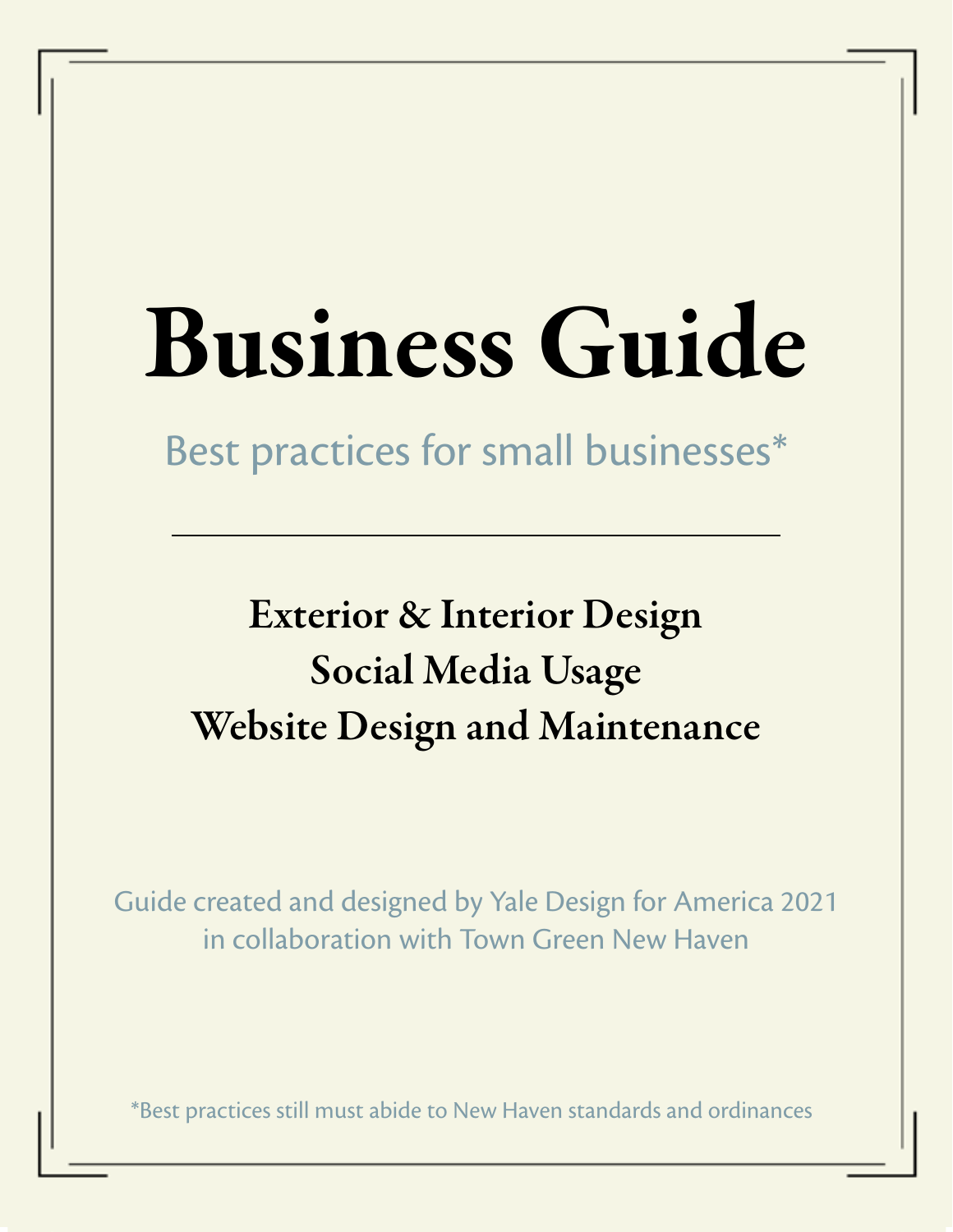# Business Guide

Best practices for small businesses*

---

**Exterior & Interior Design**

**Social Media Usage**

**Website Design and Maintenance**

Guide created and designed by Yale Design for America 2021
in collaboration with Town Green New Haven

*Best practices still must abide to New Haven standards and ordinances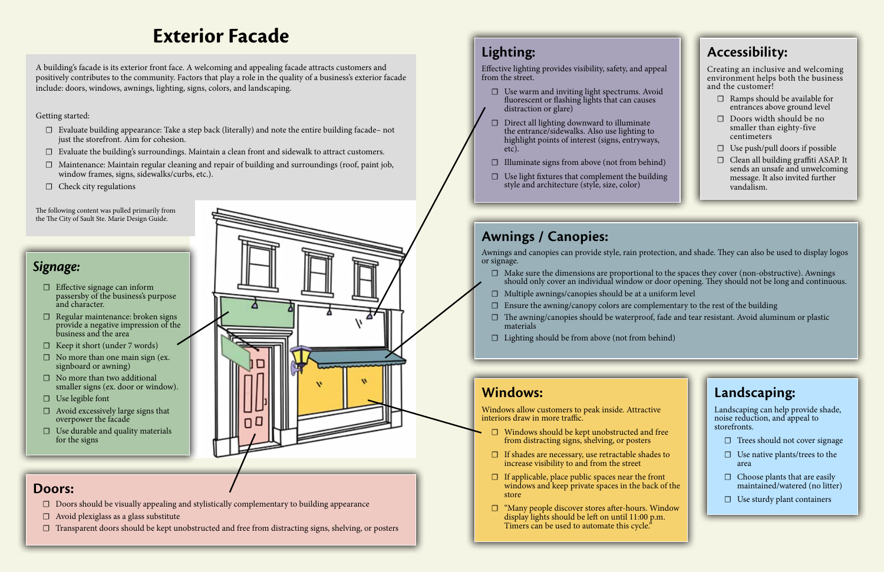# Exterior Facade

A building's facade is its exterior front face. A welcoming and appealing facade attracts customers and positively contributes to the community. Factors that play a role in the quality of a business's exterior facade include: doors, windows, awnings, lighting, signs, colors, and landscaping.

Getting started:

- ☐ Evaluate building appearance: Take a step back (literally) and note the entire building facade– not just the storefront. Aim for cohesion.
- ☐ Evaluate the building's surroundings. Maintain a clean front and sidewalk to attract customers.
- ☐ Maintenance: Maintain regular cleaning and repair of building and surroundings (roof, paint job, window frames, signs, sidewalks/curbs, etc.).
- ☐ Check city regulations

The following content was pulled primarily from the The City of Sault Ste. Marie Design Guide.

## *Signage:*

- ☐ Effective signage can inform passersby of the business's purpose and character.
- ☐ Regular maintenance: broken signs provide a negative impression of the business and the area
- ☐ Keep it short (under 7 words)
- ☐ No more than one main sign (ex. signboard or awning)
- ☐ No more than two additional smaller signs (ex. door or window).
- ☐ Use legible font
- ☐ Avoid excessively large signs that overpower the facade
- ☐ Use durable and quality materials for the signs

## Doors:

- ☐ Doors should be visually appealing and stylistically complementary to building appearance
- ☐ Avoid plexiglass as a glass substitute
- ☐ Transparent doors should be kept unobstructed and free from distracting signs, shelving, or posters

## Lighting:

Effective lighting provides visibility, safety, and appeal from the street.

- ☐ Use warm and inviting light spectrums. Avoid fluorescent or flashing lights that can causes distraction or glare)
- ☐ Direct all lighting downward to illuminate the entrance/sidewalks. Also use lighting to highlight points of interest (signs, entryways, etc).
- ☐ Illuminate signs from above (not from behind)
- ☐ Use light fixtures that complement the building style and architecture (style, size, color)

## Accessibility:

Creating an inclusive and welcoming environment helps both the business and the customer!

- ☐ Ramps should be available for entrances above ground level
- ☐ Doors width should be no smaller than eighty-five centimeters
- ☐ Use push/pull doors if possible
- ☐ Clean all building graffiti ASAP. It sends an unsafe and unwelcoming message. It also invited further vandalism.

## Awnings / Canopies:

Awnings and canopies can provide style, rain protection, and shade. They can also be used to display logos or signage.

- ☐ Make sure the dimensions are proportional to the spaces they cover (non-obstructive). Awnings should only cover an individual window or door opening. They should not be long and continuous.
- ☐ Multiple awnings/canopies should be at a uniform level
- ☐ Ensure the awning/canopy colors are complementary to the rest of the building
- ☐ The awning/canopies should be waterproof, fade and tear resistant. Avoid aluminum or plastic materials
- ☐ Lighting should be from above (not from behind)

## Windows:

Windows allow customers to peak inside. Attractive interiors draw in more traffic.

- ☐ Windows should be kept unobstructed and free from distracting signs, shelving, or posters
- ☐ If shades are necessary, use retractable shades to increase visibility to and from the street
- ☐ If applicable, place public spaces near the front windows and keep private spaces in the back of the store
- ☐ "Many people discover stores after-hours. Window display lights should be left on until 11:00 p.m. Timers can be used to automate this cycle."

## Landscaping:

Landscaping can help provide shade, noise reduction, and appeal to storefronts.

- ☐ Trees should not cover signage
- ☐ Use native plants/trees to the area
- ☐ Choose plants that are easily maintained/watered (no litter)
- ☐ Use sturdy plant containers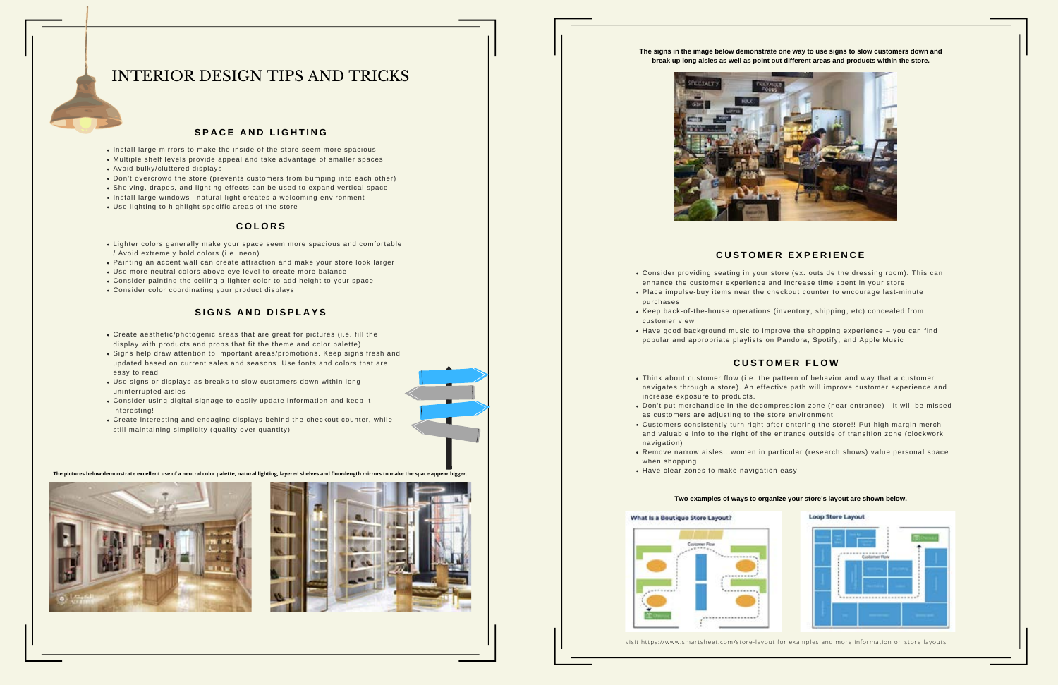# INTERIOR DESIGN TIPS AND TRICKS

## SPACE AND LIGHTING

- Install large mirrors to make the inside of the store seem more spacious
- Multiple shelf levels provide appeal and take advantage of smaller spaces
- Avoid bulky/cluttered displays
- Don't overcrowd the store (prevents customers from bumping into each other)
- Shelving, drapes, and lighting effects can be used to expand vertical space
- Install large windows– natural light creates a welcoming environment
- Use lighting to highlight specific areas of the store

## COLORS

- Lighter colors generally make your space seem more spacious and comfortable / Avoid extremely bold colors (i.e. neon)
- Painting an accent wall can create attraction and make your store look larger
- Use more neutral colors above eye level to create more balance
- Consider painting the ceiling a lighter color to add height to your space
- Consider color coordinating your product displays

## SIGNS AND DISPLAYS

- Create aesthetic/photogenic areas that are great for pictures (i.e. fill the display with products and props that fit the theme and color palette)
- Signs help draw attention to important areas/promotions. Keep signs fresh and updated based on current sales and seasons. Use fonts and colors that are easy to read
- Use signs or displays as breaks to slow customers down within long uninterrupted aisles
- Consider using digital signage to easily update information and keep it interesting!
- Create interesting and engaging displays behind the checkout counter, while still maintaining simplicity (quality over quantity)

**The pictures below demonstrate excellent use of a neutral color palette, natural lighting, layered shelves and floor-length mirrors to make the space appear bigger.**

**The signs in the image below demonstrate one way to use signs to slow customers down and break up long aisles as well as point out different areas and products within the store.**

## CUSTOMER EXPERIENCE

- Consider providing seating in your store (ex. outside the dressing room). This can enhance the customer experience and increase time spent in your store
- Place impulse-buy items near the checkout counter to encourage last-minute purchases
- Keep back-of-the-house operations (inventory, shipping, etc) concealed from customer view
- Have good background music to improve the shopping experience – you can find popular and appropriate playlists on Pandora, Spotify, and Apple Music

## CUSTOMER FLOW

- Think about customer flow (i.e. the pattern of behavior and way that a customer navigates through a store). An effective path will improve customer experience and increase exposure to products.
- Don't put merchandise in the decompression zone (near entrance) - it will be missed as customers are adjusting to the store environment
- Customers consistently turn right after entering the store!! Put high margin merch and valuable info to the right of the entrance outside of transition zone (clockwork navigation)
- Remove narrow aisles...women in particular (research shows) value personal space when shopping
- Have clear zones to make navigation easy

**Two examples of ways to organize your store's layout are shown below.**

visit https://www.smartsheet.com/store-layout for examples and more information on store layouts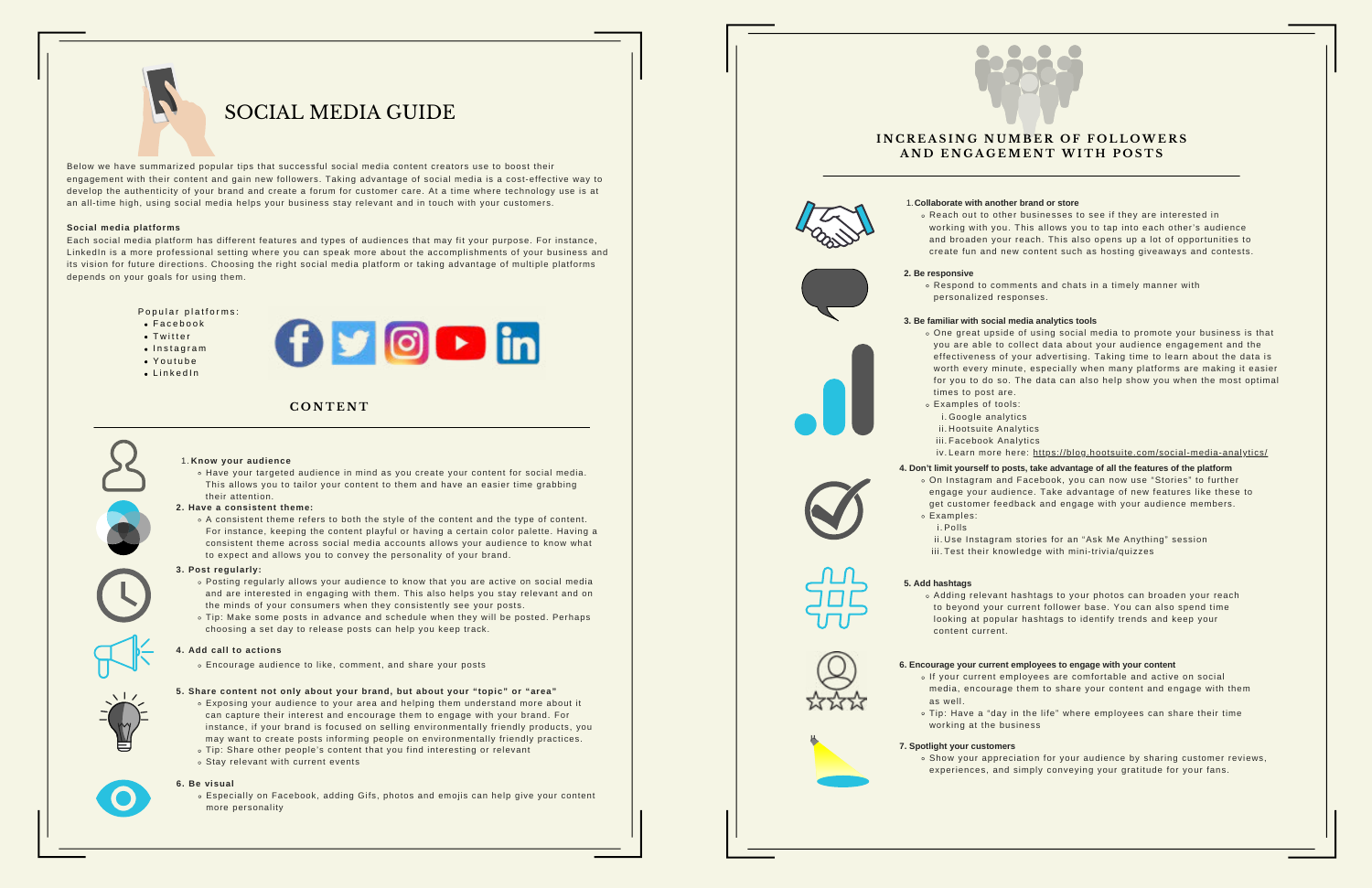# SOCIAL MEDIA GUIDE

Below we have summarized popular tips that successful social media content creators use to boost their engagement with their content and gain new followers. Taking advantage of social media is a cost-effective way to develop the authenticity of your brand and create a forum for customer care. At a time where technology use is at an all-time high, using social media helps your business stay relevant and in touch with your customers.

**Social media platforms**

Each social media platform has different features and types of audiences that may fit your purpose. For instance, LinkedIn is a more professional setting where you can speak more about the accomplishments of your business and its vision for future directions. Choosing the right social media platform or taking advantage of multiple platforms depends on your goals for using them.

Popular platforms:

- Facebook
- Twitter
- Instagram
- Youtube
- LinkedIn

## CONTENT

1. **Know your audience**
   - Have your targeted audience in mind as you create your content for social media. This allows you to tailor your content to them and have an easier time grabbing their attention.
2. **Have a consistent theme:**
   - A consistent theme refers to both the style of the content and the type of content. For instance, keeping the content playful or having a certain color palette. Having a consistent theme across social media accounts allows your audience to know what to expect and allows you to convey the personality of your brand.
3. **Post regularly:**
   - Posting regularly allows your audience to know that you are active on social media and are interested in engaging with them. This also helps you stay relevant and on the minds of your consumers when they consistently see your posts.
   - Tip: Make some posts in advance and schedule when they will be posted. Perhaps choosing a set day to release posts can help you keep track.
4. **Add call to actions**
   - Encourage audience to like, comment, and share your posts
5. **Share content not only about your brand, but about your "topic" or "area"**
   - Exposing your audience to your area and helping them understand more about it can capture their interest and encourage them to engage with your brand. For instance, if your brand is focused on selling environmentally friendly products, you may want to create posts informing people on environmentally friendly practices.
   - Tip: Share other people's content that you find interesting or relevant
   - Stay relevant with current events
6. **Be visual**
   - Especially on Facebook, adding Gifs, photos and emojis can help give your content more personality

## INCREASING NUMBER OF FOLLOWERS AND ENGAGEMENT WITH POSTS

1. **Collaborate with another brand or store**
   - Reach out to other businesses to see if they are interested in working with you. This allows you to tap into each other's audience and broaden your reach. This also opens up a lot of opportunities to create fun and new content such as hosting giveaways and contests.
2. **Be responsive**
   - Respond to comments and chats in a timely manner with personalized responses.
3. **Be familiar with social media analytics tools**
   - One great upside of using social media to promote your business is that you are able to collect data about your audience engagement and the effectiveness of your advertising. Taking time to learn about the data is worth every minute, especially when many platforms are making it easier for you to do so. The data can also help show you when the most optimal times to post are.
   - Examples of tools:
     1. Google analytics
     2. Hootsuite Analytics
     3. Facebook Analytics
     4. Learn more here: https://blog.hootsuite.com/social-media-analytics/
4. **Don't limit yourself to posts, take advantage of all the features of the platform**
   - On Instagram and Facebook, you can now use "Stories" to further engage your audience. Take advantage of new features like these to get customer feedback and engage with your audience members.
   - Examples:
     1. Polls
     2. Use Instagram stories for an "Ask Me Anything" session
     3. Test their knowledge with mini-trivia/quizzes
5. **Add hashtags**
   - Adding relevant hashtags to your photos can broaden your reach to beyond your current follower base. You can also spend time looking at popular hashtags to identify trends and keep your content current.
6. **Encourage your current employees to engage with your content**
   - If your current employees are comfortable and active on social media, encourage them to share your content and engage with them as well.
   - Tip: Have a "day in the life" where employees can share their time working at the business
7. **Spotlight your customers**
   - Show your appreciation for your audience by sharing customer reviews, experiences, and simply conveying your gratitude for your fans.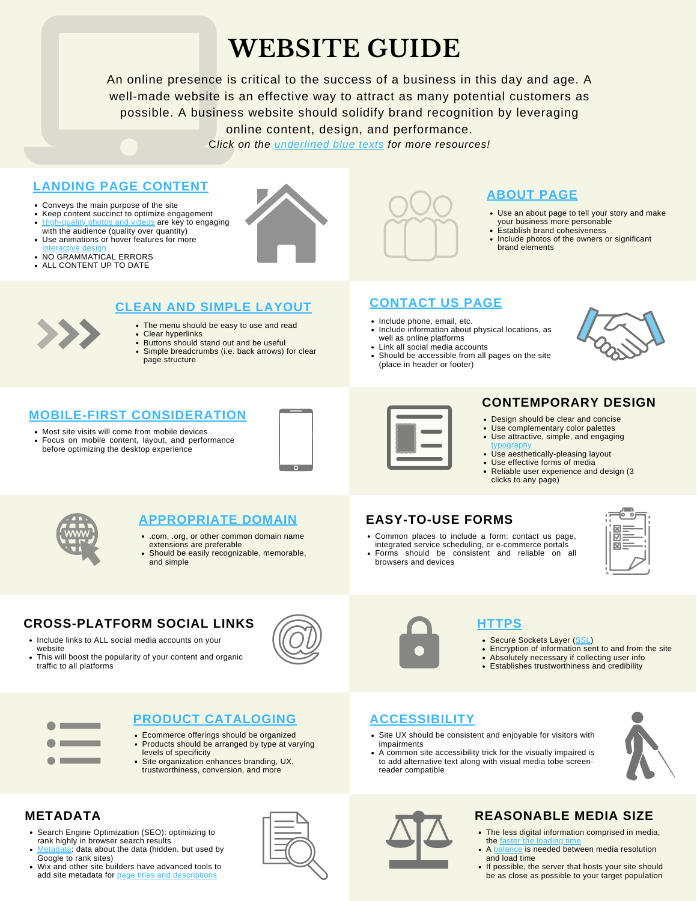# WEBSITE GUIDE

An online presence is critical to the success of a business in this day and age. A well-made website is an effective way to attract as many potential customers as possible. A business website should solidify brand recognition by leveraging online content, design, and performance.

*Click on the underlined blue texts for more resources!*

## LANDING PAGE CONTENT

- Conveys the main purpose of the site
- Keep content succinct to optimize engagement
- High-quality photos and videos are key to engaging with the audience (quality over quantity)
- Use animations or hover features for more interactive design
- NO GRAMMATICAL ERRORS
- ALL CONTENT UP TO DATE

## ABOUT PAGE

- Use an about page to tell your story and make your business more personable
- Establish brand cohesiveness
- Include photos of the owners or significant brand elements

## CLEAN AND SIMPLE LAYOUT

- The menu should be easy to use and read
- Clear hyperlinks
- Buttons should stand out and be useful
- Simple breadcrumbs (i.e. back arrows) for clear page structure

## CONTACT US PAGE

- Include phone, email, etc.
- Include information about physical locations, as well as online platforms
- Link all social media accounts
- Should be accessible from all pages on the site (place in header or footer)

## MOBILE-FIRST CONSIDERATION

- Most site visits will come from mobile devices
- Focus on mobile content, layout, and performance before optimizing the desktop experience

## CONTEMPORARY DESIGN

- Design should be clear and concise
- Use complementary color palettes
- Use attractive, simple, and engaging typography
- Use aesthetically-pleasing layout
- Use effective forms of media
- Reliable user experience and design (3 clicks to any page)

## APPROPRIATE DOMAIN

- .com, .org, or other common domain name extensions are preferable
- Should be easily recognizable, memorable, and simple

## EASY-TO-USE FORMS

- Common places to include a form: contact us page, integrated service scheduling, or e-commerce portals
- Forms should be consistent and reliable on all browsers and devices

## CROSS-PLATFORM SOCIAL LINKS

- Include links to ALL social media accounts on your website
- This will boost the popularity of your content and organic traffic to all platforms

## HTTPS

- Secure Sockets Layer (SSL)
- Encryption of information sent to and from the site
- Absolutely necessary if collecting user info
- Establishes trustworthiness and credibility

## PRODUCT CATALOGING

- Ecommerce offerings should be organized
- Products should be arranged by type at varying levels of specificity
- Site organization enhances branding, UX, trustworthiness, conversion, and more

## ACCESSIBILITY

- Site UX should be consistent and enjoyable for visitors with impairments
- A common site accessibility trick for the visually impaired is to add alternative text along with visual media tobe screen-reader compatible

## METADATA

- Search Engine Optimization (SEO): optimizing to rank highly in browser search results
- Metadata: data about the data (hidden, but used by Google to rank sites)
- Wix and other site builders have advanced tools to add site metadata for page titles and descriptions

## REASONABLE MEDIA SIZE

- The less digital information comprised in media, the faster the loading time
- A balance is needed between media resolution and load time
- If possible, the server that hosts your site should be as close as possible to your target population